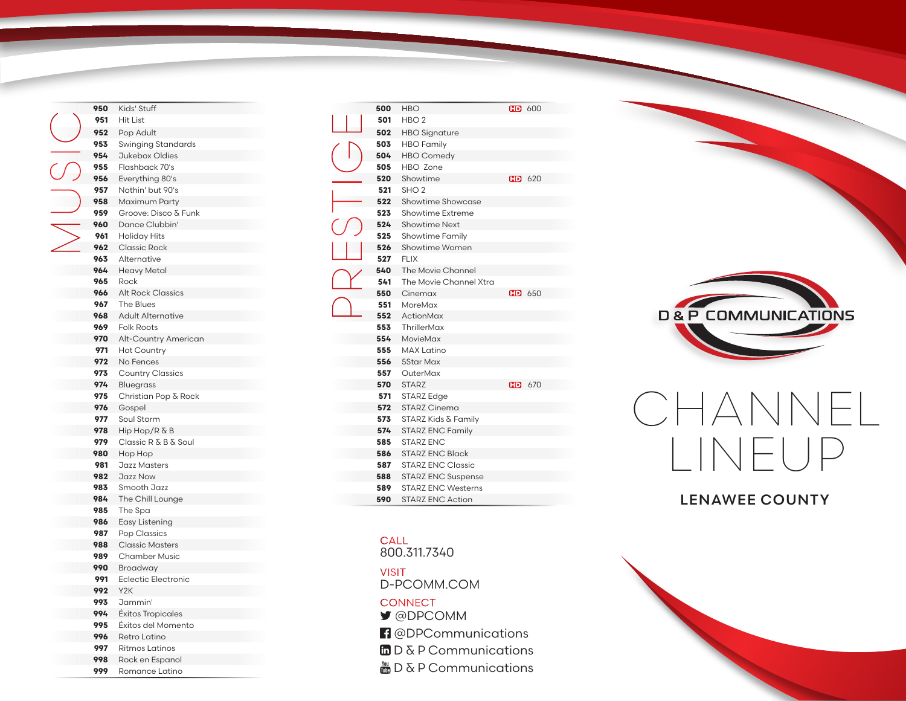## MUSIC

| Channel | Name |
|---|---|
| 950 | Kids' Stuff |
| 951 | Hit List |
| 952 | Pop Adult |
| 953 | Swinging Standards |
| 954 | Jukebox Oldies |
| 955 | Flashback 70's |
| 956 | Everything 80's |
| 957 | Nothin' but 90's |
| 958 | Maximum Party |
| 959 | Groove: Disco & Funk |
| 960 | Dance Clubbin' |
| 961 | Holiday Hits |
| 962 | Classic Rock |
| 963 | Alternative |
| 964 | Heavy Metal |
| 965 | Rock |
| 966 | Alt Rock Classics |
| 967 | The Blues |
| 968 | Adult Alternative |
| 969 | Folk Roots |
| 970 | Alt-Country American |
| 971 | Hot Country |
| 972 | No Fences |
| 973 | Country Classics |
| 974 | Bluegrass |
| 975 | Christian Pop & Rock |
| 976 | Gospel |
| 977 | Soul Storm |
| 978 | Hip Hop/R & B |
| 979 | Classic R & B & Soul |
| 980 | Hop Hop |
| 981 | Jazz Masters |
| 982 | Jazz Now |
| 983 | Smooth Jazz |
| 984 | The Chill Lounge |
| 985 | The Spa |
| 986 | Easy Listening |
| 987 | Pop Classics |
| 988 | Classic Masters |
| 989 | Chamber Music |
| 990 | Broadway |
| 991 | Eclectic Electronic |
| 992 | Y2K |
| 993 | Jammin' |
| 994 | Éxitos Tropicales |
| 995 | Éxitos del Momento |
| 996 | Retro Latino |
| 997 | Ritmos Latinos |
| 998 | Rock en Espanol |
| 999 | Romance Latino |

## PRESTIGE

| Channel | Name | HD |
|---|---|---|
| 500 | HBO | HD 600 |
| 501 | HBO 2 | |
| 502 | HBO Signature | |
| 503 | HBO Family | |
| 504 | HBO Comedy | |
| 505 | HBO Zone | |
| 520 | Showtime | HD 620 |
| 521 | SHO 2 | |
| 522 | Showtime Showcase | |
| 523 | Showtime Extreme | |
| 524 | Showtime Next | |
| 525 | Showtime Family | |
| 526 | Showtime Women | |
| 527 | FLIX | |
| 540 | The Movie Channel | |
| 541 | The Movie Channel Xtra | |
| 550 | Cinemax | HD 650 |
| 551 | MoreMax | |
| 552 | ActionMax | |
| 553 | ThrillerMax | |
| 554 | MovieMax | |
| 555 | MAX Latino | |
| 556 | 5Star Max | |
| 557 | OuterMax | |
| 570 | STARZ | HD 670 |
| 571 | STARZ Edge | |
| 572 | STARZ Cinema | |
| 573 | STARZ Kids & Family | |
| 574 | STARZ ENC Family | |
| 585 | STARZ ENC | |
| 586 | STARZ ENC Black | |
| 587 | STARZ ENC Classic | |
| 588 | STARZ ENC Suspense | |
| 589 | STARZ ENC Westerns | |
| 590 | STARZ ENC Action | |

CALL
800.311.7340

VISIT
D-PCOMM.COM

CONNECT
@DPCOMM
@DPCommunications
D & P Communications
D & P Communications

D & P COMMUNICATIONS

# CHANNEL LINEUP

## LENAWEE COUNTY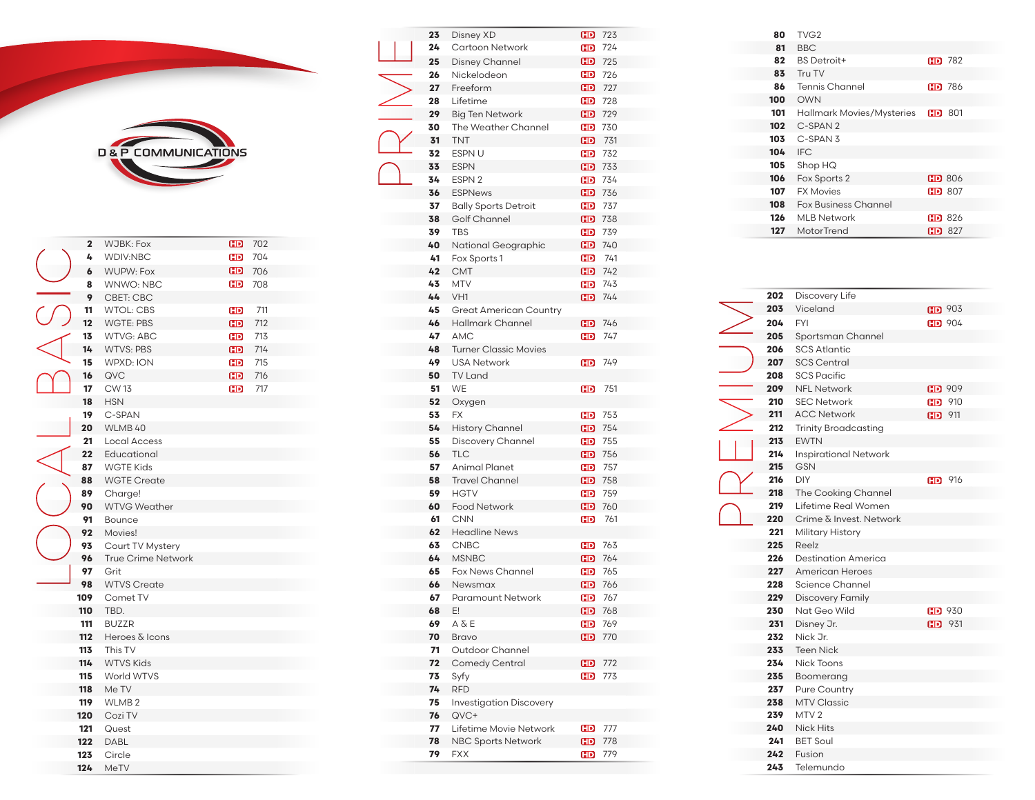D & P COMMUNICATIONS

## LOCAL BASIC

| | | | |
|---|---|---|---|
| 2 | WJBK: Fox | HD | 702 |
| 4 | WDIV:NBC | HD | 704 |
| 6 | WUPW: Fox | HD | 706 |
| 8 | WNWO: NBC | HD | 708 |
| 9 | CBET: CBC | | |
| 11 | WTOL: CBS | HD | 711 |
| 12 | WGTE: PBS | HD | 712 |
| 13 | WTVG: ABC | HD | 713 |
| 14 | WTVS: PBS | HD | 714 |
| 15 | WPXD: ION | HD | 715 |
| 16 | QVC | HD | 716 |
| 17 | CW 13 | HD | 717 |
| 18 | HSN | | |
| 19 | C-SPAN | | |
| 20 | WLMB 40 | | |
| 21 | Local Access | | |
| 22 | Educational | | |
| 87 | WGTE Kids | | |
| 88 | WGTE Create | | |
| 89 | Charge! | | |
| 90 | WTVG Weather | | |
| 91 | Bounce | | |
| 92 | Movies! | | |
| 93 | Court TV Mystery | | |
| 96 | True Crime Network | | |
| 97 | Grit | | |
| 98 | WTVS Create | | |
| 109 | Comet TV | | |
| 110 | TBD. | | |
| 111 | BUZZR | | |
| 112 | Heroes & Icons | | |
| 113 | This TV | | |
| 114 | WTVS Kids | | |
| 115 | World WTVS | | |
| 118 | Me TV | | |
| 119 | WLMB 2 | | |
| 120 | Cozi TV | | |
| 121 | Quest | | |
| 122 | DABL | | |
| 123 | Circle | | |
| 124 | MeTV | | |

## PRIME

| | | | |
|---|---|---|---|
| 23 | Disney XD | HD | 723 |
| 24 | Cartoon Network | HD | 724 |
| 25 | Disney Channel | HD | 725 |
| 26 | Nickelodeon | HD | 726 |
| 27 | Freeform | HD | 727 |
| 28 | Lifetime | HD | 728 |
| 29 | Big Ten Network | HD | 729 |
| 30 | The Weather Channel | HD | 730 |
| 31 | TNT | HD | 731 |
| 32 | ESPN U | HD | 732 |
| 33 | ESPN | HD | 733 |
| 34 | ESPN 2 | HD | 734 |
| 36 | ESPNews | HD | 736 |
| 37 | Bally Sports Detroit | HD | 737 |
| 38 | Golf Channel | HD | 738 |
| 39 | TBS | HD | 739 |
| 40 | National Geographic | HD | 740 |
| 41 | Fox Sports 1 | HD | 741 |
| 42 | CMT | HD | 742 |
| 43 | MTV | HD | 743 |
| 44 | VH1 | HD | 744 |
| 45 | Great American Country | | |
| 46 | Hallmark Channel | HD | 746 |
| 47 | AMC | HD | 747 |
| 48 | Turner Classic Movies | | |
| 49 | USA Network | HD | 749 |
| 50 | TV Land | | |
| 51 | WE | HD | 751 |
| 52 | Oxygen | | |
| 53 | FX | HD | 753 |
| 54 | History Channel | HD | 754 |
| 55 | Discovery Channel | HD | 755 |
| 56 | TLC | HD | 756 |
| 57 | Animal Planet | HD | 757 |
| 58 | Travel Channel | HD | 758 |
| 59 | HGTV | HD | 759 |
| 60 | Food Network | HD | 760 |
| 61 | CNN | HD | 761 |
| 62 | Headline News | | |
| 63 | CNBC | HD | 763 |
| 64 | MSNBC | HD | 764 |
| 65 | Fox News Channel | HD | 765 |
| 66 | Newsmax | HD | 766 |
| 67 | Paramount Network | HD | 767 |
| 68 | E! | HD | 768 |
| 69 | A & E | HD | 769 |
| 70 | Bravo | HD | 770 |
| 71 | Outdoor Channel | | |
| 72 | Comedy Central | HD | 772 |
| 73 | Syfy | HD | 773 |
| 74 | RFD | | |
| 75 | Investigation Discovery | | |
| 76 | QVC+ | | |
| 77 | Lifetime Movie Network | HD | 777 |
| 78 | NBC Sports Network | HD | 778 |
| 79 | FXX | HD | 779 |
| 80 | TVG2 | | |
| 81 | BBC | | |
| 82 | BS Detroit+ | HD | 782 |
| 83 | Tru TV | | |
| 86 | Tennis Channel | HD | 786 |
| 100 | OWN | | |
| 101 | Hallmark Movies/Mysteries | HD | 801 |
| 102 | C-SPAN 2 | | |
| 103 | C-SPAN 3 | | |
| 104 | IFC | | |
| 105 | Shop HQ | | |
| 106 | Fox Sports 2 | HD | 806 |
| 107 | FX Movies | HD | 807 |
| 108 | Fox Business Channel | | |
| 126 | MLB Network | HD | 826 |
| 127 | MotorTrend | HD | 827 |

## PREMIUM

| | | | |
|---|---|---|---|
| 202 | Discovery Life | | |
| 203 | Viceland | HD | 903 |
| 204 | FYI | HD | 904 |
| 205 | Sportsman Channel | | |
| 206 | SCS Atlantic | | |
| 207 | SCS Central | | |
| 208 | SCS Pacific | | |
| 209 | NFL Network | HD | 909 |
| 210 | SEC Network | HD | 910 |
| 211 | ACC Network | HD | 911 |
| 212 | Trinity Broadcasting | | |
| 213 | EWTN | | |
| 214 | Inspirational Network | | |
| 215 | GSN | | |
| 216 | DIY | HD | 916 |
| 218 | The Cooking Channel | | |
| 219 | Lifetime Real Women | | |
| 220 | Crime & Invest. Network | | |
| 221 | Military History | | |
| 225 | Reelz | | |
| 226 | Destination America | | |
| 227 | American Heroes | | |
| 228 | Science Channel | | |
| 229 | Discovery Family | | |
| 230 | Nat Geo Wild | HD | 930 |
| 231 | Disney Jr. | HD | 931 |
| 232 | Nick Jr. | | |
| 233 | Teen Nick | | |
| 234 | Nick Toons | | |
| 235 | Boomerang | | |
| 237 | Pure Country | | |
| 238 | MTV Classic | | |
| 239 | MTV 2 | | |
| 240 | Nick Hits | | |
| 241 | BET Soul | | |
| 242 | Fusion | | |
| 243 | Telemundo | | |